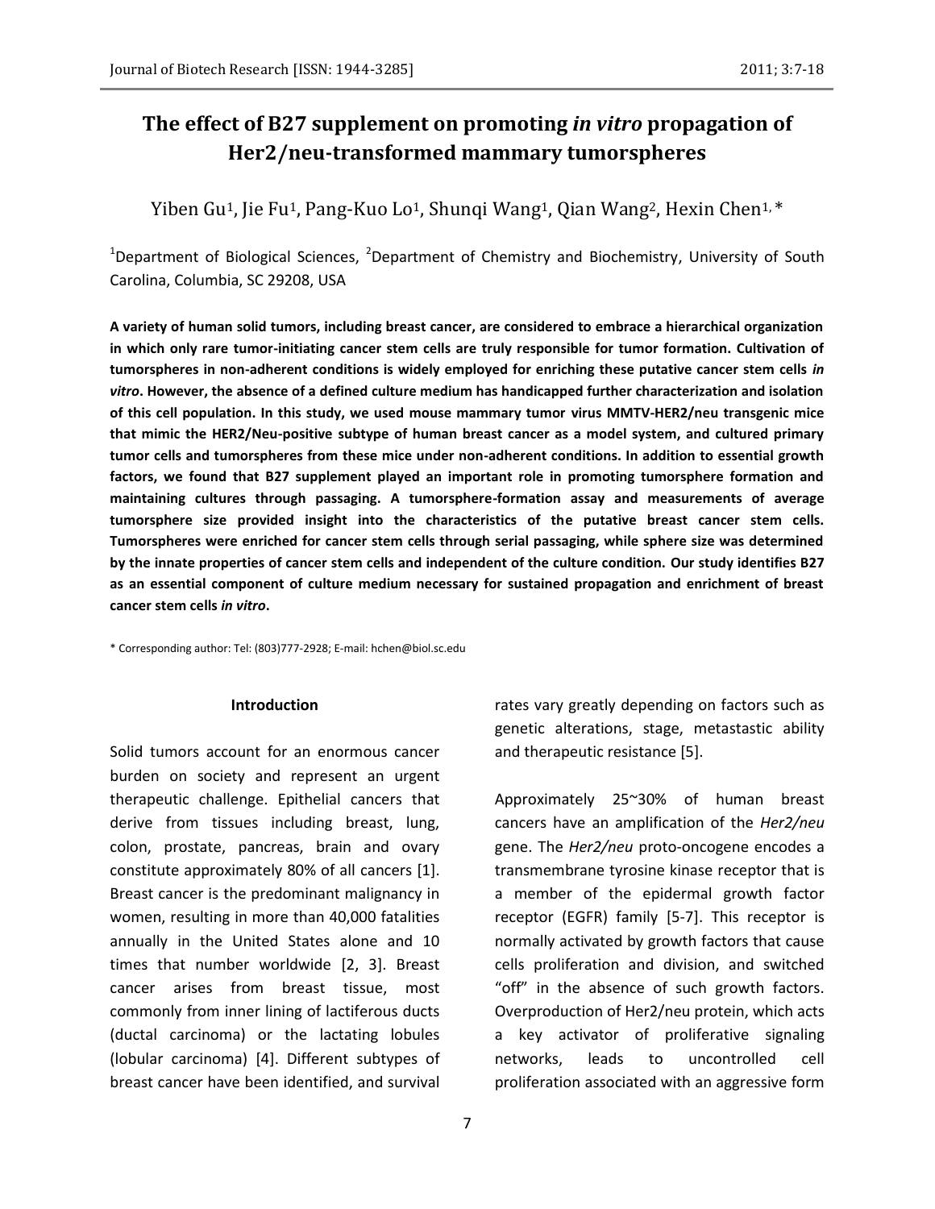# The effect of B27 supplement on promoting *in vitro* propagation of Her2/neu-transformed mammary tumorspheres

Yiben Gu[1], Jie Fu[1], Pang-Kuo Lo[1], Shunqi Wang[1], Qian Wang[2], Hexin Chen[1,*]

[1]Department of Biological Sciences, [2]Department of Chemistry and Biochemistry, University of South Carolina, Columbia, SC 29208, USA

**A variety of human solid tumors, including breast cancer, are considered to embrace a hierarchical organization in which only rare tumor-initiating cancer stem cells are truly responsible for tumor formation. Cultivation of tumorspheres in non-adherent conditions is widely employed for enriching these putative cancer stem cells *in vitro*. However, the absence of a defined culture medium has handicapped further characterization and isolation of this cell population. In this study, we used mouse mammary tumor virus MMTV-HER2/neu transgenic mice that mimic the HER2/Neu-positive subtype of human breast cancer as a model system, and cultured primary tumor cells and tumorspheres from these mice under non-adherent conditions. In addition to essential growth factors, we found that B27 supplement played an important role in promoting tumorsphere formation and maintaining cultures through passaging. A tumorsphere-formation assay and measurements of average tumorsphere size provided insight into the characteristics of the putative breast cancer stem cells. Tumorspheres were enriched for cancer stem cells through serial passaging, while sphere size was determined by the innate properties of cancer stem cells and independent of the culture condition. Our study identifies B27 as an essential component of culture medium necessary for sustained propagation and enrichment of breast cancer stem cells *in vitro*.**

\* Corresponding author: Tel: (803)777-2928; E-mail: hchen@biol.sc.edu

## Introduction

Solid tumors account for an enormous cancer burden on society and represent an urgent therapeutic challenge. Epithelial cancers that derive from tissues including breast, lung, colon, prostate, pancreas, brain and ovary constitute approximately 80% of all cancers [1]. Breast cancer is the predominant malignancy in women, resulting in more than 40,000 fatalities annually in the United States alone and 10 times that number worldwide [2, 3]. Breast cancer arises from breast tissue, most commonly from inner lining of lactiferous ducts (ductal carcinoma) or the lactating lobules (lobular carcinoma) [4]. Different subtypes of breast cancer have been identified, and survival rates vary greatly depending on factors such as genetic alterations, stage, metastastic ability and therapeutic resistance [5].

Approximately 25~30% of human breast cancers have an amplification of the *Her2/neu* gene. The *Her2/neu* proto-oncogene encodes a transmembrane tyrosine kinase receptor that is a member of the epidermal growth factor receptor (EGFR) family [5-7]. This receptor is normally activated by growth factors that cause cells proliferation and division, and switched "off" in the absence of such growth factors. Overproduction of Her2/neu protein, which acts a key activator of proliferative signaling networks, leads to uncontrolled cell proliferation associated with an aggressive form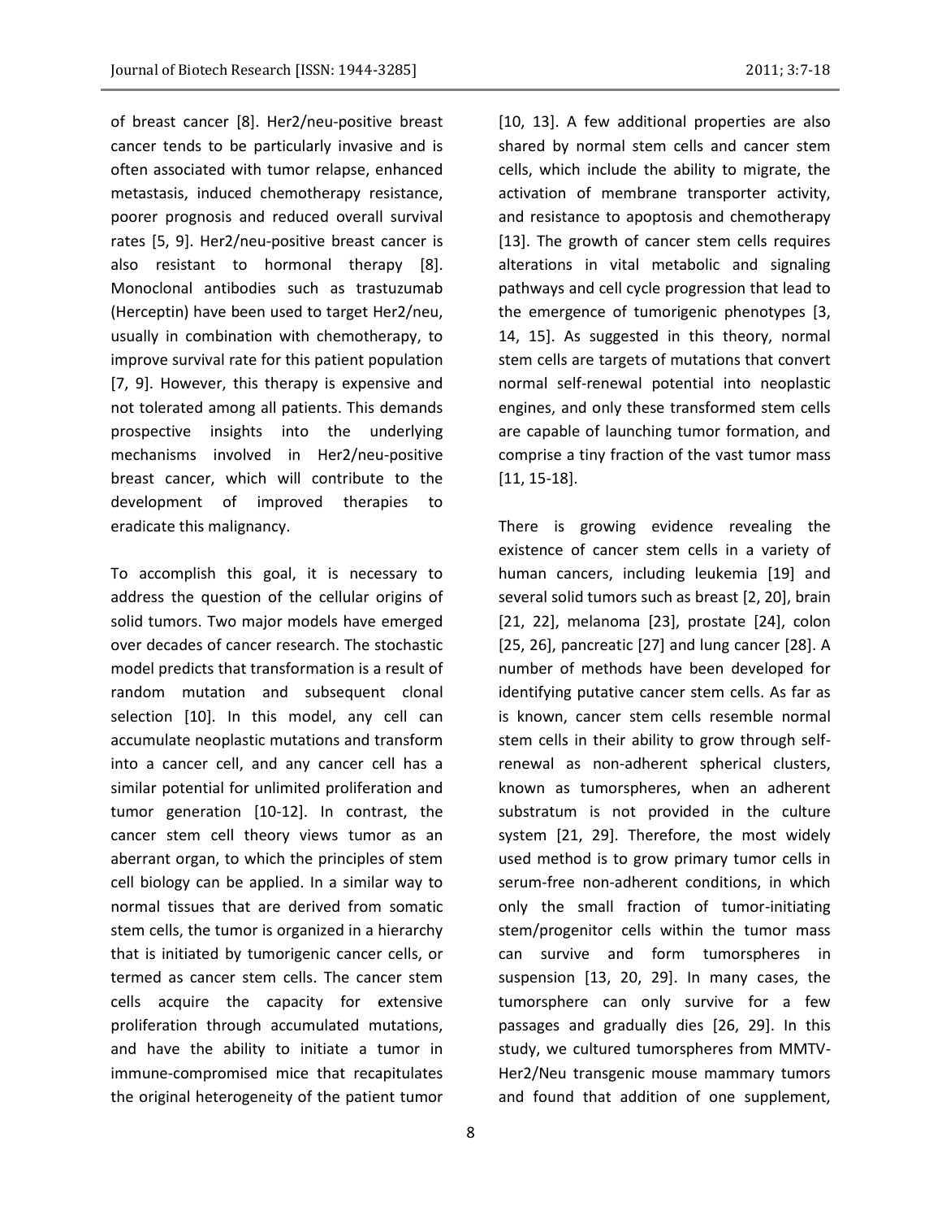of breast cancer [8]. Her2/neu-positive breast cancer tends to be particularly invasive and is often associated with tumor relapse, enhanced metastasis, induced chemotherapy resistance, poorer prognosis and reduced overall survival rates [5, 9]. Her2/neu-positive breast cancer is also resistant to hormonal therapy [8]. Monoclonal antibodies such as trastuzumab (Herceptin) have been used to target Her2/neu, usually in combination with chemotherapy, to improve survival rate for this patient population [7, 9]. However, this therapy is expensive and not tolerated among all patients. This demands prospective insights into the underlying mechanisms involved in Her2/neu-positive breast cancer, which will contribute to the development of improved therapies to eradicate this malignancy.

To accomplish this goal, it is necessary to address the question of the cellular origins of solid tumors. Two major models have emerged over decades of cancer research. The stochastic model predicts that transformation is a result of random mutation and subsequent clonal selection [10]. In this model, any cell can accumulate neoplastic mutations and transform into a cancer cell, and any cancer cell has a similar potential for unlimited proliferation and tumor generation [10-12]. In contrast, the cancer stem cell theory views tumor as an aberrant organ, to which the principles of stem cell biology can be applied. In a similar way to normal tissues that are derived from somatic stem cells, the tumor is organized in a hierarchy that is initiated by tumorigenic cancer cells, or termed as cancer stem cells. The cancer stem cells acquire the capacity for extensive proliferation through accumulated mutations, and have the ability to initiate a tumor in immune-compromised mice that recapitulates the original heterogeneity of the patient tumor [10, 13]. A few additional properties are also shared by normal stem cells and cancer stem cells, which include the ability to migrate, the activation of membrane transporter activity, and resistance to apoptosis and chemotherapy [13]. The growth of cancer stem cells requires alterations in vital metabolic and signaling pathways and cell cycle progression that lead to the emergence of tumorigenic phenotypes [3, 14, 15]. As suggested in this theory, normal stem cells are targets of mutations that convert normal self-renewal potential into neoplastic engines, and only these transformed stem cells are capable of launching tumor formation, and comprise a tiny fraction of the vast tumor mass [11, 15-18].

There is growing evidence revealing the existence of cancer stem cells in a variety of human cancers, including leukemia [19] and several solid tumors such as breast [2, 20], brain [21, 22], melanoma [23], prostate [24], colon [25, 26], pancreatic [27] and lung cancer [28]. A number of methods have been developed for identifying putative cancer stem cells. As far as is known, cancer stem cells resemble normal stem cells in their ability to grow through self-renewal as non-adherent spherical clusters, known as tumorspheres, when an adherent substratum is not provided in the culture system [21, 29]. Therefore, the most widely used method is to grow primary tumor cells in serum-free non-adherent conditions, in which only the small fraction of tumor-initiating stem/progenitor cells within the tumor mass can survive and form tumorspheres in suspension [13, 20, 29]. In many cases, the tumorsphere can only survive for a few passages and gradually dies [26, 29]. In this study, we cultured tumorspheres from MMTV-Her2/Neu transgenic mouse mammary tumors and found that addition of one supplement,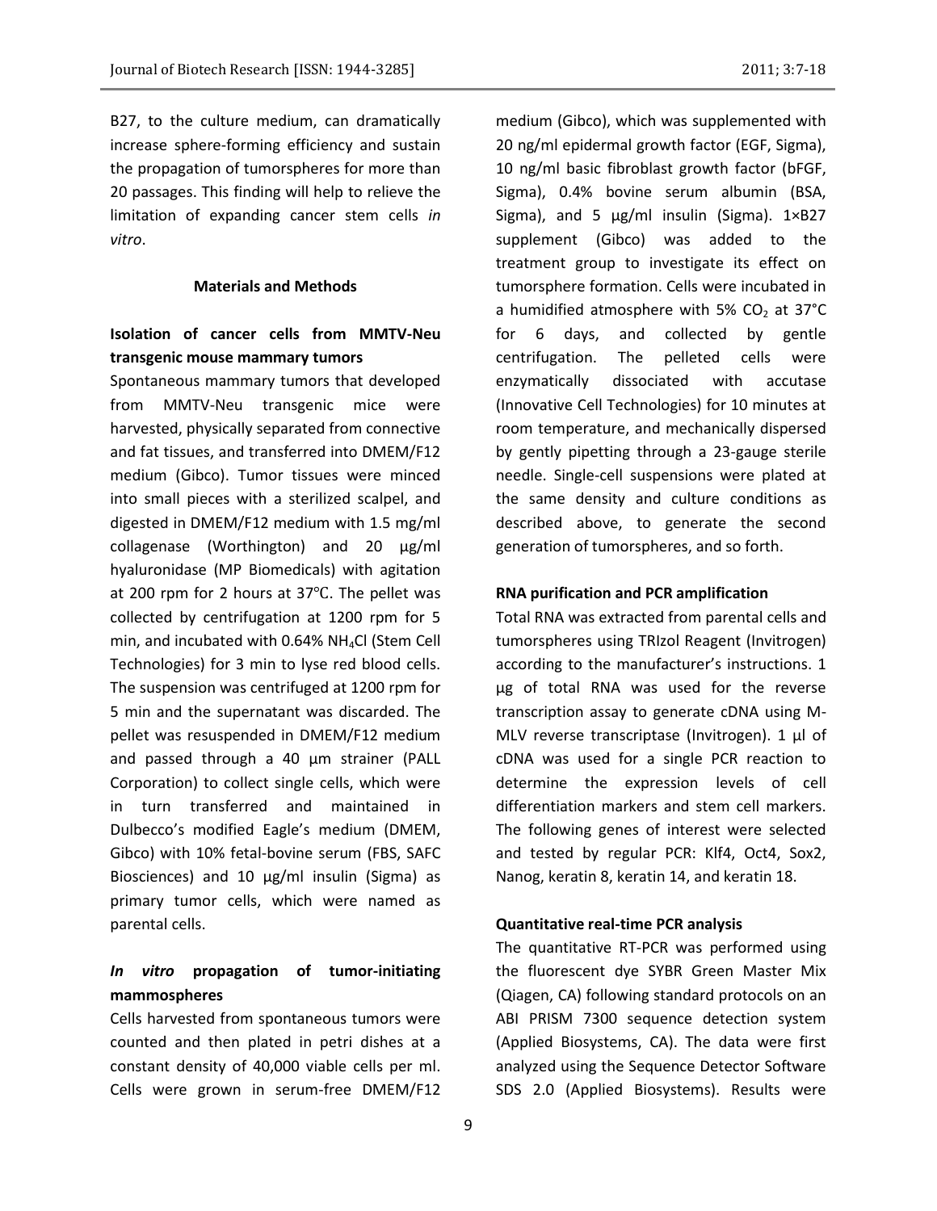B27, to the culture medium, can dramatically increase sphere-forming efficiency and sustain the propagation of tumorspheres for more than 20 passages. This finding will help to relieve the limitation of expanding cancer stem cells *in vitro*.

## Materials and Methods

### Isolation of cancer cells from MMTV-Neu transgenic mouse mammary tumors

Spontaneous mammary tumors that developed from MMTV-Neu transgenic mice were harvested, physically separated from connective and fat tissues, and transferred into DMEM/F12 medium (Gibco). Tumor tissues were minced into small pieces with a sterilized scalpel, and digested in DMEM/F12 medium with 1.5 mg/ml collagenase (Worthington) and 20 µg/ml hyaluronidase (MP Biomedicals) with agitation at 200 rpm for 2 hours at 37°C. The pellet was collected by centrifugation at 1200 rpm for 5 min, and incubated with 0.64% $NH_4Cl$ (Stem Cell Technologies) for 3 min to lyse red blood cells. The suspension was centrifuged at 1200 rpm for 5 min and the supernatant was discarded. The pellet was resuspended in DMEM/F12 medium and passed through a 40 µm strainer (PALL Corporation) to collect single cells, which were in turn transferred and maintained in Dulbecco's modified Eagle's medium (DMEM, Gibco) with 10% fetal-bovine serum (FBS, SAFC Biosciences) and 10 µg/ml insulin (Sigma) as primary tumor cells, which were named as parental cells.

### *In vitro* propagation of tumor-initiating mammospheres

Cells harvested from spontaneous tumors were counted and then plated in petri dishes at a constant density of 40,000 viable cells per ml. Cells were grown in serum-free DMEM/F12 medium (Gibco), which was supplemented with 20 ng/ml epidermal growth factor (EGF, Sigma), 10 ng/ml basic fibroblast growth factor (bFGF, Sigma), 0.4% bovine serum albumin (BSA, Sigma), and 5 µg/ml insulin (Sigma). 1×B27 supplement (Gibco) was added to the treatment group to investigate its effect on tumorsphere formation. Cells were incubated in a humidified atmosphere with 5% $CO_2$ at 37°C for 6 days, and collected by gentle centrifugation. The pelleted cells were enzymatically dissociated with accutase (Innovative Cell Technologies) for 10 minutes at room temperature, and mechanically dispersed by gently pipetting through a 23-gauge sterile needle. Single-cell suspensions were plated at the same density and culture conditions as described above, to generate the second generation of tumorspheres, and so forth.

### RNA purification and PCR amplification

Total RNA was extracted from parental cells and tumorspheres using TRIzol Reagent (Invitrogen) according to the manufacturer's instructions. 1 µg of total RNA was used for the reverse transcription assay to generate cDNA using M-MLV reverse transcriptase (Invitrogen). 1 µl of cDNA was used for a single PCR reaction to determine the expression levels of cell differentiation markers and stem cell markers. The following genes of interest were selected and tested by regular PCR: Klf4, Oct4, Sox2, Nanog, keratin 8, keratin 14, and keratin 18.

### Quantitative real-time PCR analysis

The quantitative RT-PCR was performed using the fluorescent dye SYBR Green Master Mix (Qiagen, CA) following standard protocols on an ABI PRISM 7300 sequence detection system (Applied Biosystems, CA). The data were first analyzed using the Sequence Detector Software SDS 2.0 (Applied Biosystems). Results were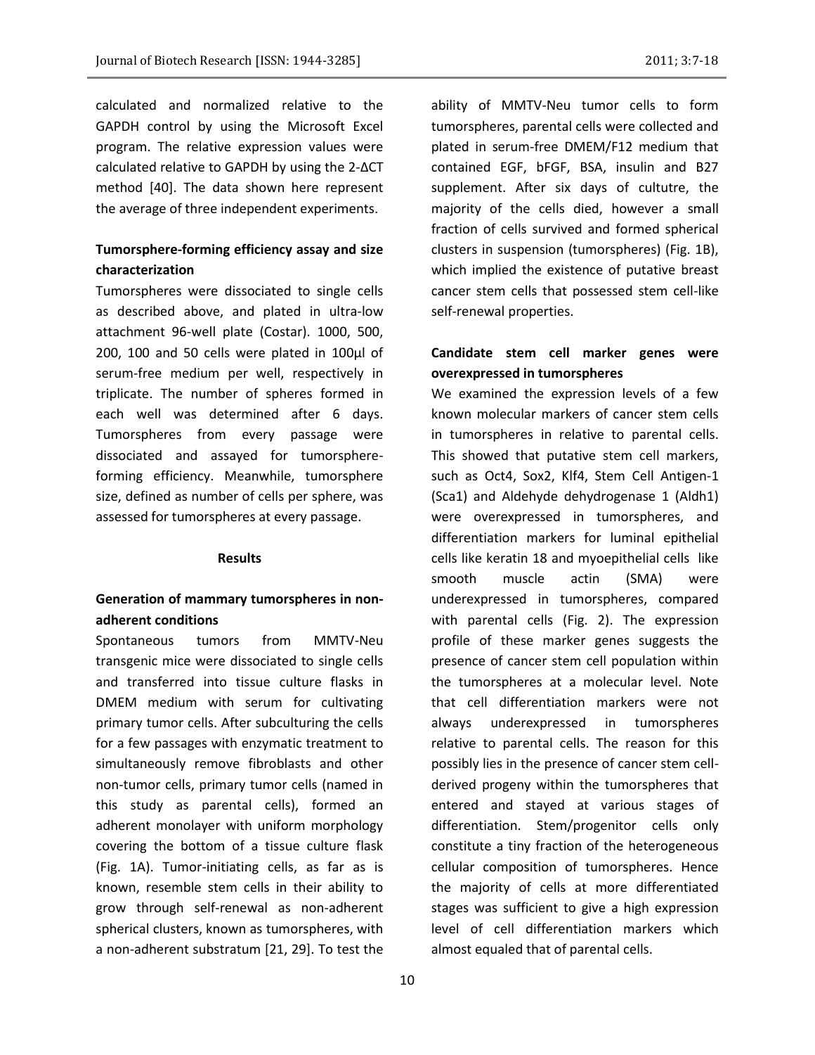calculated and normalized relative to the GAPDH control by using the Microsoft Excel program. The relative expression values were calculated relative to GAPDH by using the $2^{-\Delta CT}$ method [40]. The data shown here represent the average of three independent experiments.

**Tumorsphere-forming efficiency assay and size characterization**

Tumorspheres were dissociated to single cells as described above, and plated in ultra-low attachment 96-well plate (Costar). 1000, 500, 200, 100 and 50 cells were plated in 100µl of serum-free medium per well, respectively in triplicate. The number of spheres formed in each well was determined after 6 days. Tumorspheres from every passage were dissociated and assayed for tumorsphere-forming efficiency. Meanwhile, tumorsphere size, defined as number of cells per sphere, was assessed for tumorspheres at every passage.

## Results

**Generation of mammary tumorspheres in non-adherent conditions**

Spontaneous tumors from MMTV-Neu transgenic mice were dissociated to single cells and transferred into tissue culture flasks in DMEM medium with serum for cultivating primary tumor cells. After subculturing the cells for a few passages with enzymatic treatment to simultaneously remove fibroblasts and other non-tumor cells, primary tumor cells (named in this study as parental cells), formed an adherent monolayer with uniform morphology covering the bottom of a tissue culture flask (Fig. 1A). Tumor-initiating cells, as far as is known, resemble stem cells in their ability to grow through self-renewal as non-adherent spherical clusters, known as tumorspheres, with a non-adherent substratum [21, 29]. To test the ability of MMTV-Neu tumor cells to form tumorspheres, parental cells were collected and plated in serum-free DMEM/F12 medium that contained EGF, bFGF, BSA, insulin and B27 supplement. After six days of cultutre, the majority of the cells died, however a small fraction of cells survived and formed spherical clusters in suspension (tumorspheres) (Fig. 1B), which implied the existence of putative breast cancer stem cells that possessed stem cell-like self-renewal properties.

**Candidate stem cell marker genes were overexpressed in tumorspheres**

We examined the expression levels of a few known molecular markers of cancer stem cells in tumorspheres in relative to parental cells. This showed that putative stem cell markers, such as Oct4, Sox2, Klf4, Stem Cell Antigen-1 (Sca1) and Aldehyde dehydrogenase 1 (Aldh1) were overexpressed in tumorspheres, and differentiation markers for luminal epithelial cells like keratin 18 and myoepithelial cells like smooth muscle actin (SMA) were underexpressed in tumorspheres, compared with parental cells (Fig. 2). The expression profile of these marker genes suggests the presence of cancer stem cell population within the tumorspheres at a molecular level. Note that cell differentiation markers were not always underexpressed in tumorspheres relative to parental cells. The reason for this possibly lies in the presence of cancer stem cell-derived progeny within the tumorspheres that entered and stayed at various stages of differentiation. Stem/progenitor cells only constitute a tiny fraction of the heterogeneous cellular composition of tumorspheres. Hence the majority of cells at more differentiated stages was sufficient to give a high expression level of cell differentiation markers which almost equaled that of parental cells.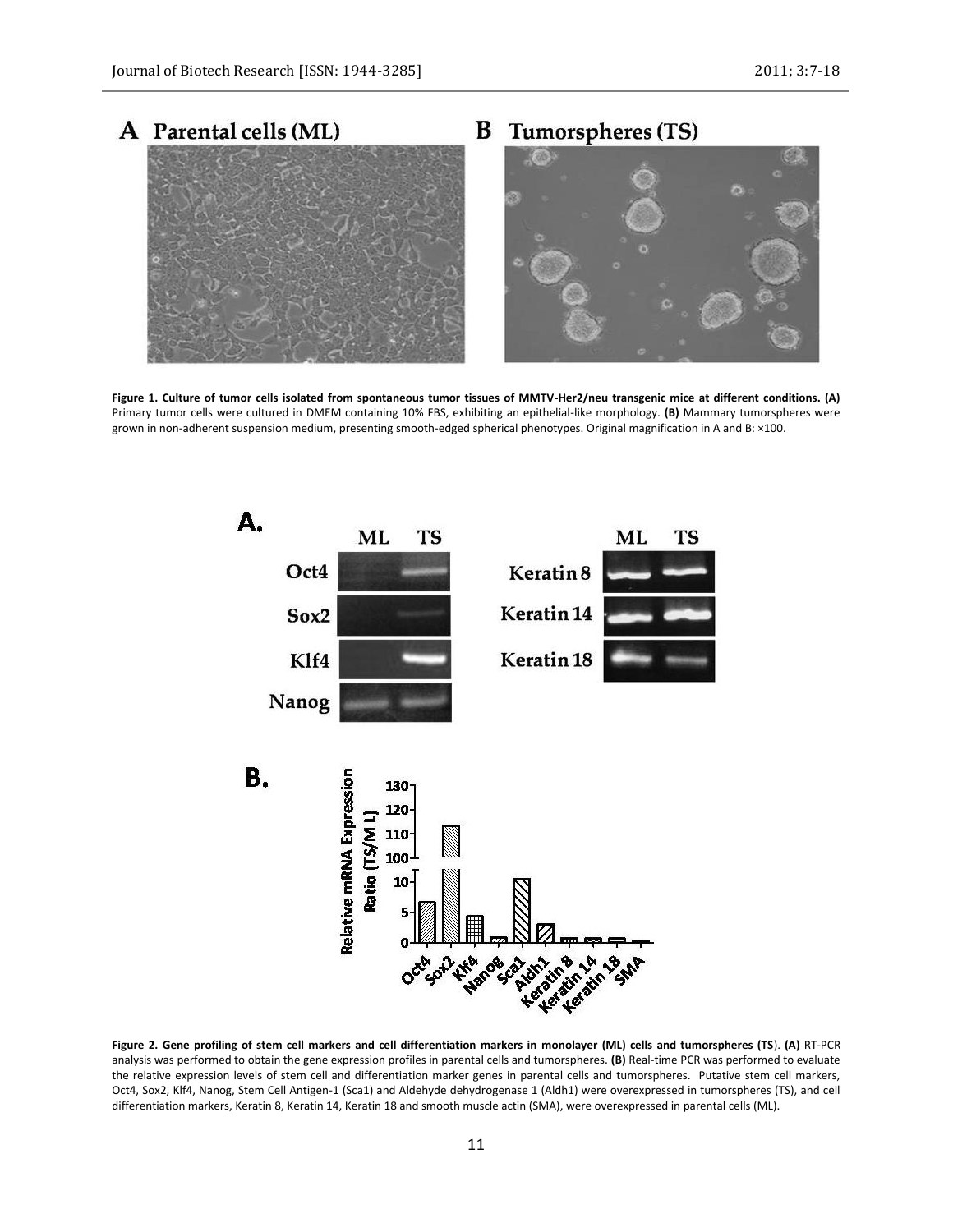**Figure 1. Culture of tumor cells isolated from spontaneous tumor tissues of MMTV-Her2/neu transgenic mice at different conditions. (A)** Primary tumor cells were cultured in DMEM containing 10% FBS, exhibiting an epithelial-like morphology. **(B)** Mammary tumorspheres were grown in non-adherent suspension medium, presenting smooth-edged spherical phenotypes. Original magnification in A and B: ×100.

**Figure 2. Gene profiling of stem cell markers and cell differentiation markers in monolayer (ML) cells and tumorspheres (TS). (A)** RT-PCR analysis was performed to obtain the gene expression profiles in parental cells and tumorspheres. **(B)** Real-time PCR was performed to evaluate the relative expression levels of stem cell and differentiation marker genes in parental cells and tumorspheres. Putative stem cell markers, Oct4, Sox2, Klf4, Nanog, Stem Cell Antigen-1 (Sca1) and Aldehyde dehydrogenase 1 (Aldh1) were overexpressed in tumorspheres (TS), and cell differentiation markers, Keratin 8, Keratin 14, Keratin 18 and smooth muscle actin (SMA), were overexpressed in parental cells (ML).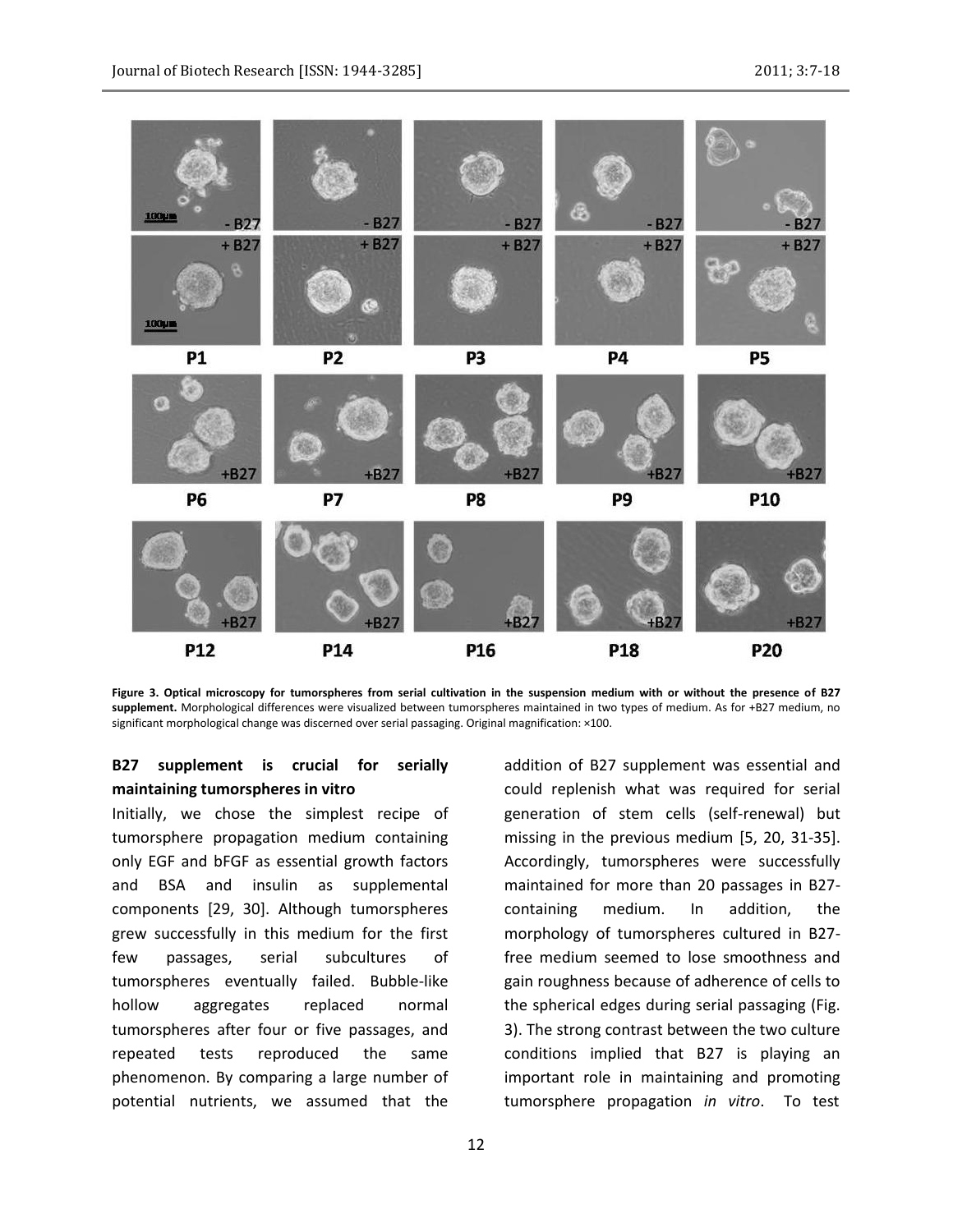**Figure 3. Optical microscopy for tumorspheres from serial cultivation in the suspension medium with or without the presence of B27 supplement.** Morphological differences were visualized between tumorspheres maintained in two types of medium. As for +B27 medium, no significant morphological change was discerned over serial passaging. Original magnification: ×100.

### B27 supplement is crucial for serially maintaining tumorspheres in vitro

Initially, we chose the simplest recipe of tumorsphere propagation medium containing only EGF and bFGF as essential growth factors and BSA and insulin as supplemental components [29, 30]. Although tumorspheres grew successfully in this medium for the first few passages, serial subcultures of tumorspheres eventually failed. Bubble-like hollow aggregates replaced normal tumorspheres after four or five passages, and repeated tests reproduced the same phenomenon. By comparing a large number of potential nutrients, we assumed that the addition of B27 supplement was essential and could replenish what was required for serial generation of stem cells (self-renewal) but missing in the previous medium [5, 20, 31-35]. Accordingly, tumorspheres were successfully maintained for more than 20 passages in B27-containing medium. In addition, the morphology of tumorspheres cultured in B27-free medium seemed to lose smoothness and gain roughness because of adherence of cells to the spherical edges during serial passaging (Fig. 3). The strong contrast between the two culture conditions implied that B27 is playing an important role in maintaining and promoting tumorsphere propagation *in vitro*. To test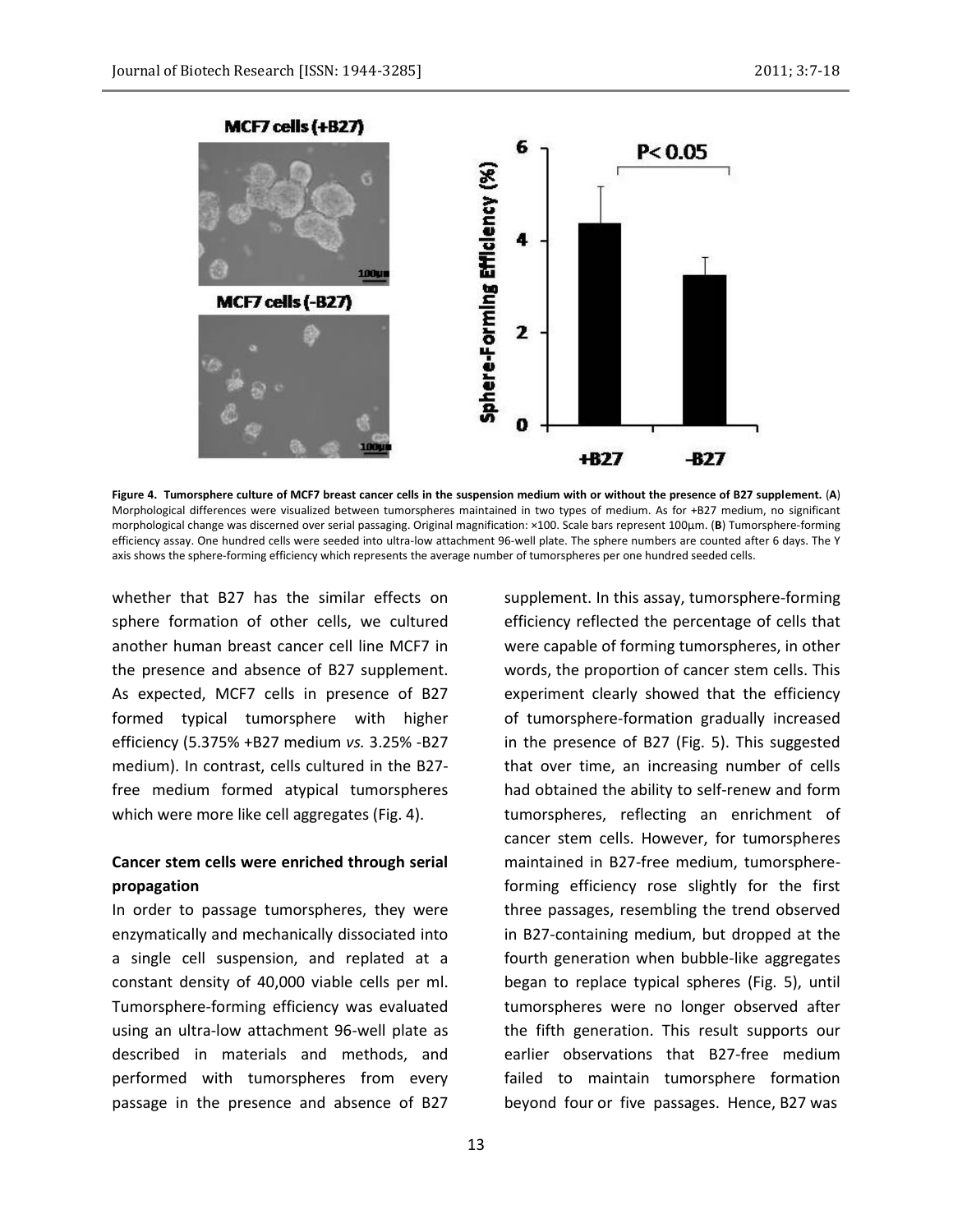**Figure 4. Tumorsphere culture of MCF7 breast cancer cells in the suspension medium with or without the presence of B27 supplement.** (**A**) Morphological differences were visualized between tumorspheres maintained in two types of medium. As for +B27 medium, no significant morphological change was discerned over serial passaging. Original magnification: ×100. Scale bars represent 100μm. (**B**) Tumorsphere-forming efficiency assay. One hundred cells were seeded into ultra-low attachment 96-well plate. The sphere numbers are counted after 6 days. The Y axis shows the sphere-forming efficiency which represents the average number of tumorspheres per one hundred seeded cells.

whether that B27 has the similar effects on sphere formation of other cells, we cultured another human breast cancer cell line MCF7 in the presence and absence of B27 supplement. As expected, MCF7 cells in presence of B27 formed typical tumorsphere with higher efficiency (5.375% +B27 medium *vs.* 3.25% -B27 medium). In contrast, cells cultured in the B27-free medium formed atypical tumorspheres which were more like cell aggregates (Fig. 4).

### Cancer stem cells were enriched through serial propagation

In order to passage tumorspheres, they were enzymatically and mechanically dissociated into a single cell suspension, and replated at a constant density of 40,000 viable cells per ml. Tumorsphere-forming efficiency was evaluated using an ultra-low attachment 96-well plate as described in materials and methods, and performed with tumorspheres from every passage in the presence and absence of B27 supplement. In this assay, tumorsphere-forming efficiency reflected the percentage of cells that were capable of forming tumorspheres, in other words, the proportion of cancer stem cells. This experiment clearly showed that the efficiency of tumorsphere-formation gradually increased in the presence of B27 (Fig. 5). This suggested that over time, an increasing number of cells had obtained the ability to self-renew and form tumorspheres, reflecting an enrichment of cancer stem cells. However, for tumorspheres maintained in B27-free medium, tumorsphere-forming efficiency rose slightly for the first three passages, resembling the trend observed in B27-containing medium, but dropped at the fourth generation when bubble-like aggregates began to replace typical spheres (Fig. 5), until tumorspheres were no longer observed after the fifth generation. This result supports our earlier observations that B27-free medium failed to maintain tumorsphere formation beyond four or five passages. Hence, B27 was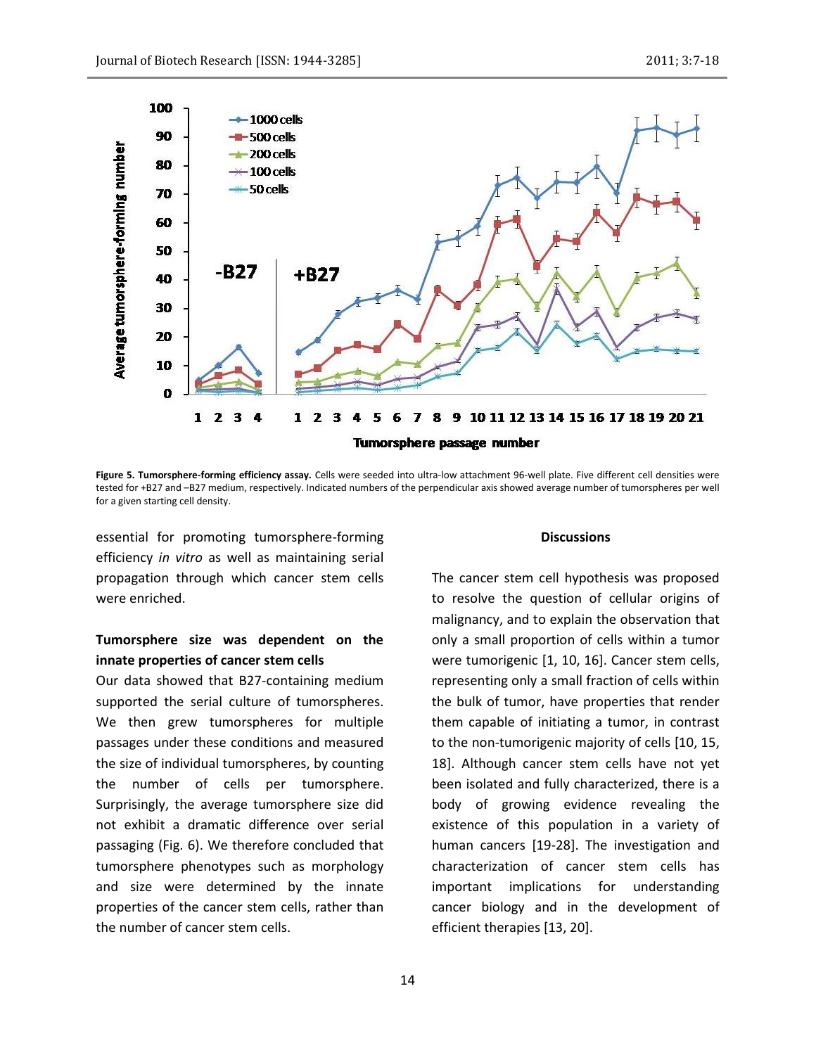**Figure 5. Tumorsphere-forming efficiency assay.** Cells were seeded into ultra-low attachment 96-well plate. Five different cell densities were tested for +B27 and –B27 medium, respectively. Indicated numbers of the perpendicular axis showed average number of tumorspheres per well for a given starting cell density.

essential for promoting tumorsphere-forming efficiency *in vitro* as well as maintaining serial propagation through which cancer stem cells were enriched.

### Tumorsphere size was dependent on the innate properties of cancer stem cells

Our data showed that B27-containing medium supported the serial culture of tumorspheres. We then grew tumorspheres for multiple passages under these conditions and measured the size of individual tumorspheres, by counting the number of cells per tumorsphere. Surprisingly, the average tumorsphere size did not exhibit a dramatic difference over serial passaging (Fig. 6). We therefore concluded that tumorsphere phenotypes such as morphology and size were determined by the innate properties of the cancer stem cells, rather than the number of cancer stem cells.

## Discussions

The cancer stem cell hypothesis was proposed to resolve the question of cellular origins of malignancy, and to explain the observation that only a small proportion of cells within a tumor were tumorigenic [1, 10, 16]. Cancer stem cells, representing only a small fraction of cells within the bulk of tumor, have properties that render them capable of initiating a tumor, in contrast to the non-tumorigenic majority of cells [10, 15, 18]. Although cancer stem cells have not yet been isolated and fully characterized, there is a body of growing evidence revealing the existence of this population in a variety of human cancers [19-28]. The investigation and characterization of cancer stem cells has important implications for understanding cancer biology and in the development of efficient therapies [13, 20].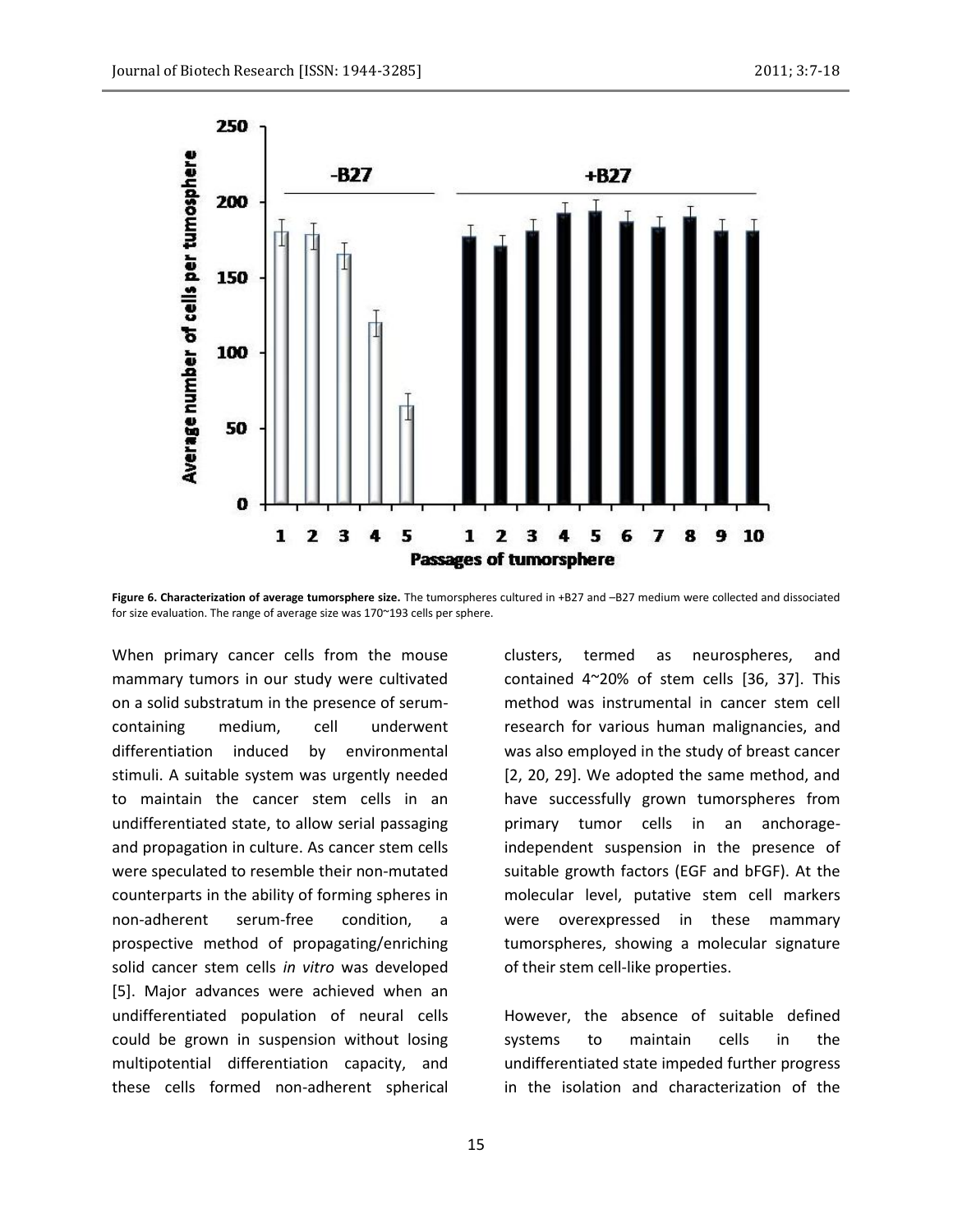**Figure 6. Characterization of average tumorsphere size.** The tumorspheres cultured in +B27 and –B27 medium were collected and dissociated for size evaluation. The range of average size was 170~193 cells per sphere.

When primary cancer cells from the mouse mammary tumors in our study were cultivated on a solid substratum in the presence of serum-containing medium, cell underwent differentiation induced by environmental stimuli. A suitable system was urgently needed to maintain the cancer stem cells in an undifferentiated state, to allow serial passaging and propagation in culture. As cancer stem cells were speculated to resemble their non-mutated counterparts in the ability of forming spheres in non-adherent serum-free condition, a prospective method of propagating/enriching solid cancer stem cells *in vitro* was developed [5]. Major advances were achieved when an undifferentiated population of neural cells could be grown in suspension without losing multipotential differentiation capacity, and these cells formed non-adherent spherical clusters, termed as neurospheres, and contained 4~20% of stem cells [36, 37]. This method was instrumental in cancer stem cell research for various human malignancies, and was also employed in the study of breast cancer [2, 20, 29]. We adopted the same method, and have successfully grown tumorspheres from primary tumor cells in an anchorage-independent suspension in the presence of suitable growth factors (EGF and bFGF). At the molecular level, putative stem cell markers were overexpressed in these mammary tumorspheres, showing a molecular signature of their stem cell-like properties.

However, the absence of suitable defined systems to maintain cells in the undifferentiated state impeded further progress in the isolation and characterization of the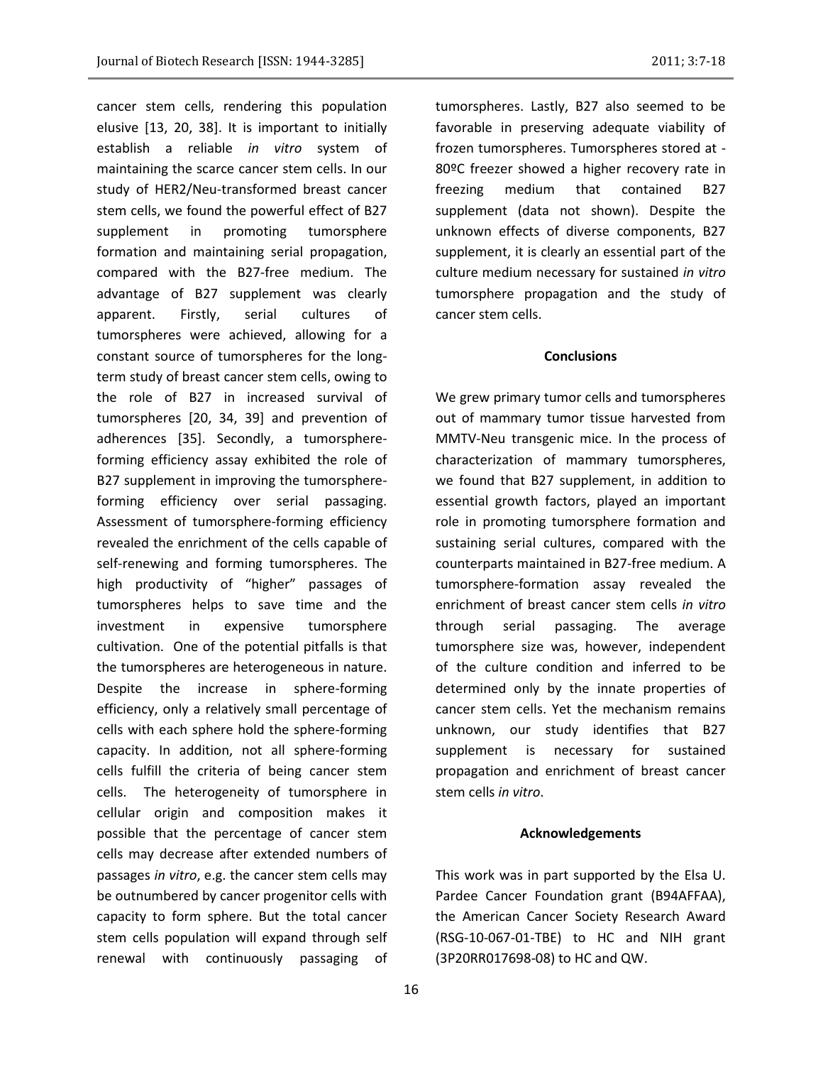cancer stem cells, rendering this population elusive [13, 20, 38]. It is important to initially establish a reliable *in vitro* system of maintaining the scarce cancer stem cells. In our study of HER2/Neu-transformed breast cancer stem cells, we found the powerful effect of B27 supplement in promoting tumorsphere formation and maintaining serial propagation, compared with the B27-free medium. The advantage of B27 supplement was clearly apparent. Firstly, serial cultures of tumorspheres were achieved, allowing for a constant source of tumorspheres for the long-term study of breast cancer stem cells, owing to the role of B27 in increased survival of tumorspheres [20, 34, 39] and prevention of adherences [35]. Secondly, a tumorsphere-forming efficiency assay exhibited the role of B27 supplement in improving the tumorsphere-forming efficiency over serial passaging. Assessment of tumorsphere-forming efficiency revealed the enrichment of the cells capable of self-renewing and forming tumorspheres. The high productivity of "higher" passages of tumorspheres helps to save time and the investment in expensive tumorsphere cultivation. One of the potential pitfalls is that the tumorspheres are heterogeneous in nature. Despite the increase in sphere-forming efficiency, only a relatively small percentage of cells with each sphere hold the sphere-forming capacity. In addition, not all sphere-forming cells fulfill the criteria of being cancer stem cells. The heterogeneity of tumorsphere in cellular origin and composition makes it possible that the percentage of cancer stem cells may decrease after extended numbers of passages *in vitro*, e.g. the cancer stem cells may be outnumbered by cancer progenitor cells with capacity to form sphere. But the total cancer stem cells population will expand through self renewal with continuously passaging of tumorspheres. Lastly, B27 also seemed to be favorable in preserving adequate viability of frozen tumorspheres. Tumorspheres stored at -80ºC freezer showed a higher recovery rate in freezing medium that contained B27 supplement (data not shown). Despite the unknown effects of diverse components, B27 supplement, it is clearly an essential part of the culture medium necessary for sustained *in vitro* tumorsphere propagation and the study of cancer stem cells.

## Conclusions

We grew primary tumor cells and tumorspheres out of mammary tumor tissue harvested from MMTV-Neu transgenic mice. In the process of characterization of mammary tumorspheres, we found that B27 supplement, in addition to essential growth factors, played an important role in promoting tumorsphere formation and sustaining serial cultures, compared with the counterparts maintained in B27-free medium. A tumorsphere-formation assay revealed the enrichment of breast cancer stem cells *in vitro* through serial passaging. The average tumorsphere size was, however, independent of the culture condition and inferred to be determined only by the innate properties of cancer stem cells. Yet the mechanism remains unknown, our study identifies that B27 supplement is necessary for sustained propagation and enrichment of breast cancer stem cells *in vitro*.

## Acknowledgements

This work was in part supported by the Elsa U. Pardee Cancer Foundation grant (B94AFFAA), the American Cancer Society Research Award (RSG-10-067-01-TBE) to HC and NIH grant (3P20RR017698-08) to HC and QW.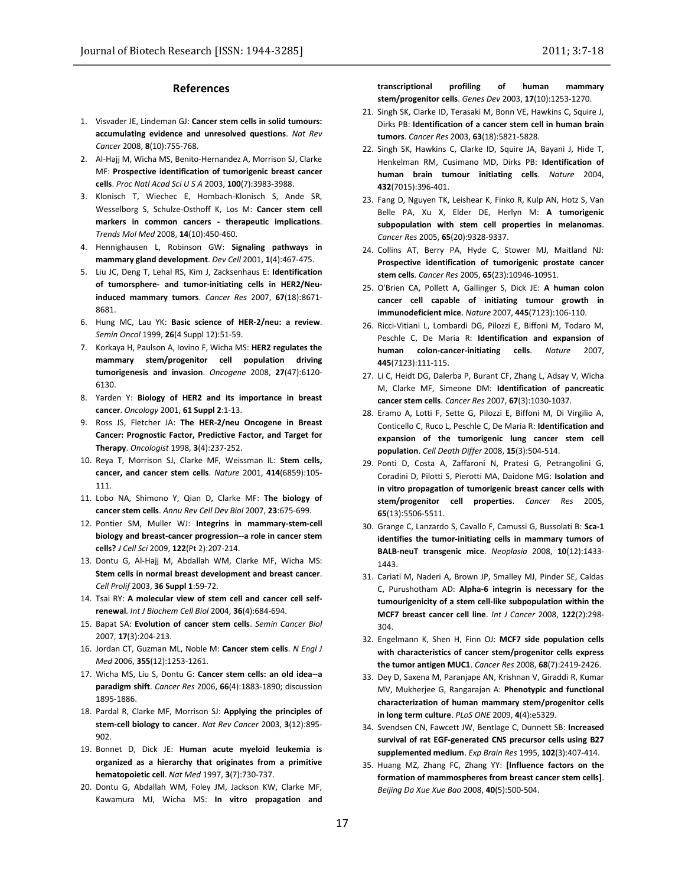## References

1. Visvader JE, Lindeman GJ: **Cancer stem cells in solid tumours: accumulating evidence and unresolved questions**. *Nat Rev Cancer* 2008, **8**(10):755-768.
2. Al-Hajj M, Wicha MS, Benito-Hernandez A, Morrison SJ, Clarke MF: **Prospective identification of tumorigenic breast cancer cells**. *Proc Natl Acad Sci U S A* 2003, **100**(7):3983-3988.
3. Klonisch T, Wiechec E, Hombach-Klonisch S, Ande SR, Wesselborg S, Schulze-Osthoff K, Los M: **Cancer stem cell markers in common cancers - therapeutic implications**. *Trends Mol Med* 2008, **14**(10):450-460.
4. Hennighausen L, Robinson GW: **Signaling pathways in mammary gland development**. *Dev Cell* 2001, **1**(4):467-475.
5. Liu JC, Deng T, Lehal RS, Kim J, Zacksenhaus E: **Identification of tumorsphere- and tumor-initiating cells in HER2/Neu-induced mammary tumors**. *Cancer Res* 2007, **67**(18):8671-8681.
6. Hung MC, Lau YK: **Basic science of HER-2/neu: a review**. *Semin Oncol* 1999, **26**(4 Suppl 12):51-59.
7. Korkaya H, Paulson A, Iovino F, Wicha MS: **HER2 regulates the mammary stem/progenitor cell population driving tumorigenesis and invasion**. *Oncogene* 2008, **27**(47):6120-6130.
8. Yarden Y: **Biology of HER2 and its importance in breast cancer**. *Oncology* 2001, **61 Suppl 2**:1-13.
9. Ross JS, Fletcher JA: **The HER-2/neu Oncogene in Breast Cancer: Prognostic Factor, Predictive Factor, and Target for Therapy**. *Oncologist* 1998, **3**(4):237-252.
10. Reya T, Morrison SJ, Clarke MF, Weissman IL: **Stem cells, cancer, and cancer stem cells**. *Nature* 2001, **414**(6859):105-111.
11. Lobo NA, Shimono Y, Qian D, Clarke MF: **The biology of cancer stem cells**. *Annu Rev Cell Dev Biol* 2007, **23**:675-699.
12. Pontier SM, Muller WJ: **Integrins in mammary-stem-cell biology and breast-cancer progression--a role in cancer stem cells?** *J Cell Sci* 2009, **122**(Pt 2):207-214.
13. Dontu G, Al-Hajj M, Abdallah WM, Clarke MF, Wicha MS: **Stem cells in normal breast development and breast cancer**. *Cell Prolif* 2003, **36 Suppl 1**:59-72.
14. Tsai RY: **A molecular view of stem cell and cancer cell self-renewal**. *Int J Biochem Cell Biol* 2004, **36**(4):684-694.
15. Bapat SA: **Evolution of cancer stem cells**. *Semin Cancer Biol* 2007, **17**(3):204-213.
16. Jordan CT, Guzman ML, Noble M: **Cancer stem cells**. *N Engl J Med* 2006, **355**(12):1253-1261.
17. Wicha MS, Liu S, Dontu G: **Cancer stem cells: an old idea--a paradigm shift**. *Cancer Res* 2006, **66**(4):1883-1890; discussion 1895-1886.
18. Pardal R, Clarke MF, Morrison SJ: **Applying the principles of stem-cell biology to cancer**. *Nat Rev Cancer* 2003, **3**(12):895-902.
19. Bonnet D, Dick JE: **Human acute myeloid leukemia is organized as a hierarchy that originates from a primitive hematopoietic cell**. *Nat Med* 1997, **3**(7):730-737.
20. Dontu G, Abdallah WM, Foley JM, Jackson KW, Clarke MF, Kawamura MJ, Wicha MS: **In vitro propagation and transcriptional profiling of human mammary stem/progenitor cells**. *Genes Dev* 2003, **17**(10):1253-1270.
21. Singh SK, Clarke ID, Terasaki M, Bonn VE, Hawkins C, Squire J, Dirks PB: **Identification of a cancer stem cell in human brain tumors**. *Cancer Res* 2003, **63**(18):5821-5828.
22. Singh SK, Hawkins C, Clarke ID, Squire JA, Bayani J, Hide T, Henkelman RM, Cusimano MD, Dirks PB: **Identification of human brain tumour initiating cells**. *Nature* 2004, **432**(7015):396-401.
23. Fang D, Nguyen TK, Leishear K, Finko R, Kulp AN, Hotz S, Van Belle PA, Xu X, Elder DE, Herlyn M: **A tumorigenic subpopulation with stem cell properties in melanomas**. *Cancer Res* 2005, **65**(20):9328-9337.
24. Collins AT, Berry PA, Hyde C, Stower MJ, Maitland NJ: **Prospective identification of tumorigenic prostate cancer stem cells**. *Cancer Res* 2005, **65**(23):10946-10951.
25. O'Brien CA, Pollett A, Gallinger S, Dick JE: **A human colon cancer cell capable of initiating tumour growth in immunodeficient mice**. *Nature* 2007, **445**(7123):106-110.
26. Ricci-Vitiani L, Lombardi DG, Pilozzi E, Biffoni M, Todaro M, Peschle C, De Maria R: **Identification and expansion of human colon-cancer-initiating cells**. *Nature* 2007, **445**(7123):111-115.
27. Li C, Heidt DG, Dalerba P, Burant CF, Zhang L, Adsay V, Wicha M, Clarke MF, Simeone DM: **Identification of pancreatic cancer stem cells**. *Cancer Res* 2007, **67**(3):1030-1037.
28. Eramo A, Lotti F, Sette G, Pilozzi E, Biffoni M, Di Virgilio A, Conticello C, Ruco L, Peschle C, De Maria R: **Identification and expansion of the tumorigenic lung cancer stem cell population**. *Cell Death Differ* 2008, **15**(3):504-514.
29. Ponti D, Costa A, Zaffaroni N, Pratesi G, Petrangolini G, Coradini D, Pilotti S, Pierotti MA, Daidone MG: **Isolation and in vitro propagation of tumorigenic breast cancer cells with stem/progenitor cell properties**. *Cancer Res* 2005, **65**(13):5506-5511.
30. Grange C, Lanzardo S, Cavallo F, Camussi G, Bussolati B: **Sca-1 identifies the tumor-initiating cells in mammary tumors of BALB-neuT transgenic mice**. *Neoplasia* 2008, **10**(12):1433-1443.
31. Cariati M, Naderi A, Brown JP, Smalley MJ, Pinder SE, Caldas C, Purushotham AD: **Alpha-6 integrin is necessary for the tumourigenicity of a stem cell-like subpopulation within the MCF7 breast cancer cell line**. *Int J Cancer* 2008, **122**(2):298-304.
32. Engelmann K, Shen H, Finn OJ: **MCF7 side population cells with characteristics of cancer stem/progenitor cells express the tumor antigen MUC1**. *Cancer Res* 2008, **68**(7):2419-2426.
33. Dey D, Saxena M, Paranjape AN, Krishnan V, Giraddi R, Kumar MV, Mukherjee G, Rangarajan A: **Phenotypic and functional characterization of human mammary stem/progenitor cells in long term culture**. *PLoS ONE* 2009, **4**(4):e5329.
34. Svendsen CN, Fawcett JW, Bentlage C, Dunnett SB: **Increased survival of rat EGF-generated CNS precursor cells using B27 supplemented medium**. *Exp Brain Res* 1995, **102**(3):407-414.
35. Huang MZ, Zhang FC, Zhang YY: **[Influence factors on the formation of mammospheres from breast cancer stem cells]**. *Beijing Da Xue Xue Bao* 2008, **40**(5):500-504.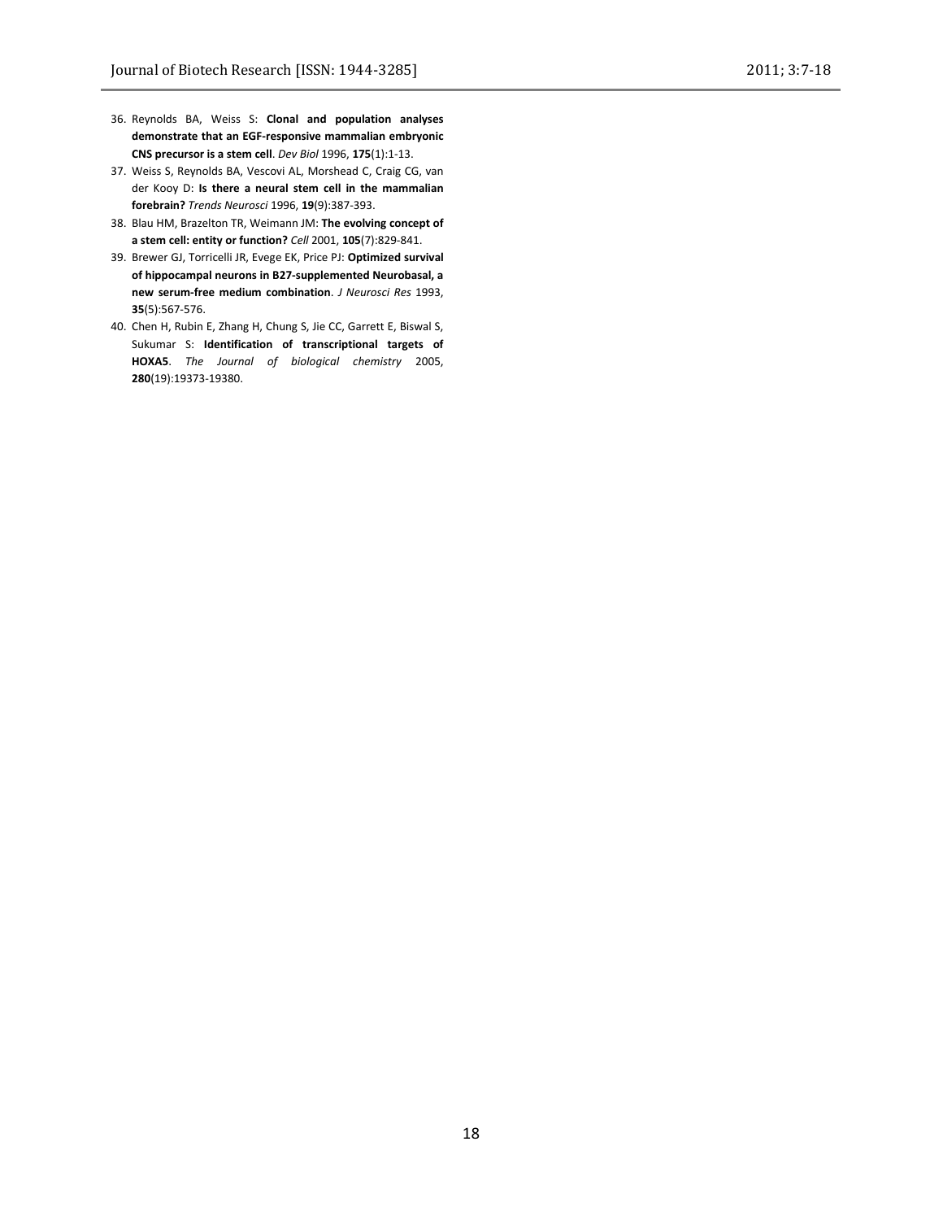36. Reynolds BA, Weiss S: **Clonal and population analyses demonstrate that an EGF-responsive mammalian embryonic CNS precursor is a stem cell**. *Dev Biol* 1996, **175**(1):1-13.
37. Weiss S, Reynolds BA, Vescovi AL, Morshead C, Craig CG, van der Kooy D: **Is there a neural stem cell in the mammalian forebrain?** *Trends Neurosci* 1996, **19**(9):387-393.
38. Blau HM, Brazelton TR, Weimann JM: **The evolving concept of a stem cell: entity or function?** *Cell* 2001, **105**(7):829-841.
39. Brewer GJ, Torricelli JR, Evege EK, Price PJ: **Optimized survival of hippocampal neurons in B27-supplemented Neurobasal, a new serum-free medium combination**. *J Neurosci Res* 1993, **35**(5):567-576.
40. Chen H, Rubin E, Zhang H, Chung S, Jie CC, Garrett E, Biswal S, Sukumar S: **Identification of transcriptional targets of HOXA5**. *The Journal of biological chemistry* 2005, **280**(19):19373-19380.